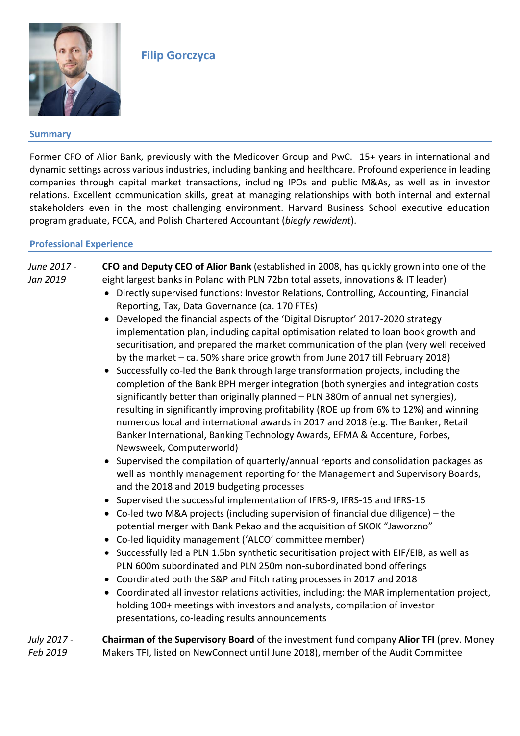# Filip Gorczyca

## Summary

Former CFO of Alior Bank, previously with the Medicover Group and PwC. 15+ years in international and dynamic settings across various industries, including banking and healthcare. Profound experience in leading companies through capital market transactions, including IPOs and public M&As, as well as in investor relations. Excellent communication skills, great at managing relationships with both internal and external stakeholders even in the most challenging environment. Harvard Business School executive education program graduate, FCCA, and Polish Chartered Accountant (*biegły rewident*).

## Professional Experience

*June 2017 - Jan 2019*

**CFO and Deputy CEO of Alior Bank** (established in 2008, has quickly grown into one of the eight largest banks in Poland with PLN 72bn total assets, innovations & IT leader)

- Directly supervised functions: Investor Relations, Controlling, Accounting, Financial Reporting, Tax, Data Governance (ca. 170 FTEs)
- Developed the financial aspects of the 'Digital Disruptor' 2017-2020 strategy implementation plan, including capital optimisation related to loan book growth and securitisation, and prepared the market communication of the plan (very well received by the market – ca. 50% share price growth from June 2017 till February 2018)
- Successfully co-led the Bank through large transformation projects, including the completion of the Bank BPH merger integration (both synergies and integration costs significantly better than originally planned – PLN 380m of annual net synergies), resulting in significantly improving profitability (ROE up from 6% to 12%) and winning numerous local and international awards in 2017 and 2018 (e.g. The Banker, Retail Banker International, Banking Technology Awards, EFMA & Accenture, Forbes, Newsweek, Computerworld)
- Supervised the compilation of quarterly/annual reports and consolidation packages as well as monthly management reporting for the Management and Supervisory Boards, and the 2018 and 2019 budgeting processes
- Supervised the successful implementation of IFRS-9, IFRS-15 and IFRS-16
- Co-led two M&A projects (including supervision of financial due diligence) – the potential merger with Bank Pekao and the acquisition of SKOK "Jaworzno"
- Co-led liquidity management ('ALCO' committee member)
- Successfully led a PLN 1.5bn synthetic securitisation project with EIF/EIB, as well as PLN 600m subordinated and PLN 250m non-subordinated bond offerings
- Coordinated both the S&P and Fitch rating processes in 2017 and 2018
- Coordinated all investor relations activities, including: the MAR implementation project, holding 100+ meetings with investors and analysts, compilation of investor presentations, co-leading results announcements

*July 2017 - Feb 2019*

**Chairman of the Supervisory Board** of the investment fund company **Alior TFI** (prev. Money Makers TFI, listed on NewConnect until June 2018), member of the Audit Committee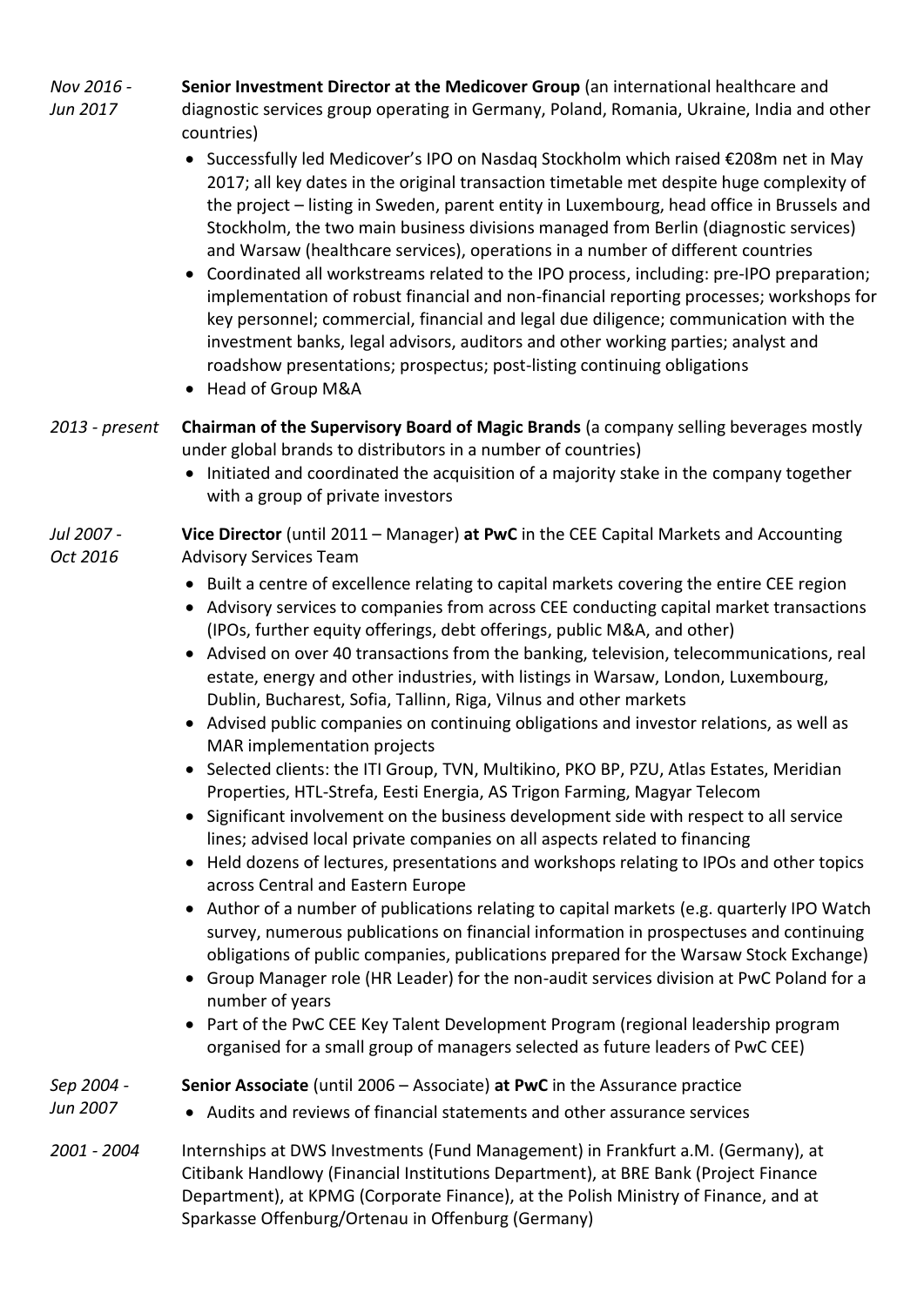*Nov 2016 - Jun 2017*

**Senior Investment Director at the Medicover Group** (an international healthcare and diagnostic services group operating in Germany, Poland, Romania, Ukraine, India and other countries)

- Successfully led Medicover's IPO on Nasdaq Stockholm which raised €208m net in May 2017; all key dates in the original transaction timetable met despite huge complexity of the project – listing in Sweden, parent entity in Luxembourg, head office in Brussels and Stockholm, the two main business divisions managed from Berlin (diagnostic services) and Warsaw (healthcare services), operations in a number of different countries
- Coordinated all workstreams related to the IPO process, including: pre-IPO preparation; implementation of robust financial and non-financial reporting processes; workshops for key personnel; commercial, financial and legal due diligence; communication with the investment banks, legal advisors, auditors and other working parties; analyst and roadshow presentations; prospectus; post-listing continuing obligations
- Head of Group M&A

*2013 - present*

**Chairman of the Supervisory Board of Magic Brands** (a company selling beverages mostly under global brands to distributors in a number of countries)

- Initiated and coordinated the acquisition of a majority stake in the company together with a group of private investors

*Jul 2007 - Oct 2016*

**Vice Director** (until 2011 – Manager) **at PwC** in the CEE Capital Markets and Accounting Advisory Services Team

- Built a centre of excellence relating to capital markets covering the entire CEE region
- Advisory services to companies from across CEE conducting capital market transactions (IPOs, further equity offerings, debt offerings, public M&A, and other)
- Advised on over 40 transactions from the banking, television, telecommunications, real estate, energy and other industries, with listings in Warsaw, London, Luxembourg, Dublin, Bucharest, Sofia, Tallinn, Riga, Vilnus and other markets
- Advised public companies on continuing obligations and investor relations, as well as MAR implementation projects
- Selected clients: the ITI Group, TVN, Multikino, PKO BP, PZU, Atlas Estates, Meridian Properties, HTL-Strefa, Eesti Energia, AS Trigon Farming, Magyar Telecom
- Significant involvement on the business development side with respect to all service lines; advised local private companies on all aspects related to financing
- Held dozens of lectures, presentations and workshops relating to IPOs and other topics across Central and Eastern Europe
- Author of a number of publications relating to capital markets (e.g. quarterly IPO Watch survey, numerous publications on financial information in prospectuses and continuing obligations of public companies, publications prepared for the Warsaw Stock Exchange)
- Group Manager role (HR Leader) for the non-audit services division at PwC Poland for a number of years
- Part of the PwC CEE Key Talent Development Program (regional leadership program organised for a small group of managers selected as future leaders of PwC CEE)

*Sep 2004 - Jun 2007*

**Senior Associate** (until 2006 – Associate) **at PwC** in the Assurance practice

- Audits and reviews of financial statements and other assurance services

*2001 - 2004*

Internships at DWS Investments (Fund Management) in Frankfurt a.M. (Germany), at Citibank Handlowy (Financial Institutions Department), at BRE Bank (Project Finance Department), at KPMG (Corporate Finance), at the Polish Ministry of Finance, and at Sparkasse Offenburg/Ortenau in Offenburg (Germany)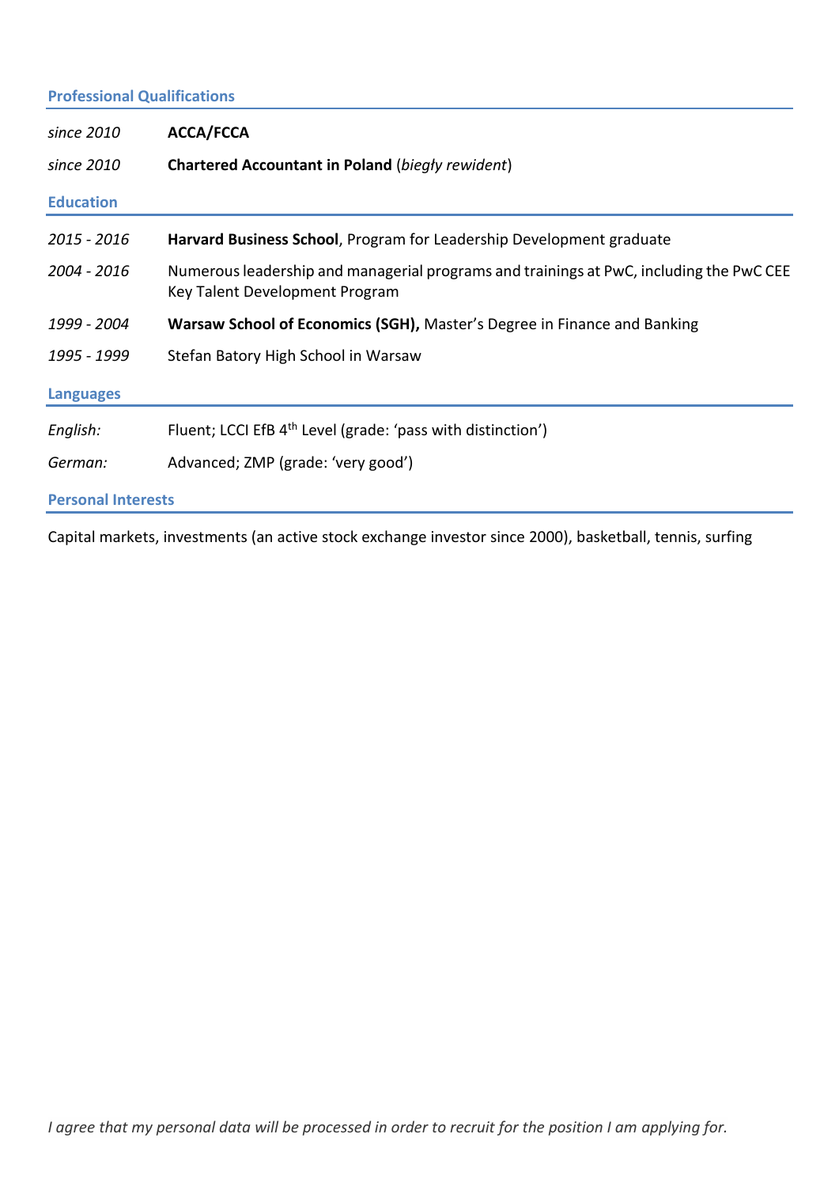## Professional Qualifications

| | |
|---|---|
| *since 2010* | **ACCA/FCCA** |
| *since 2010* | **Chartered Accountant in Poland** (*biegły rewident*) |

## Education

| | |
|---|---|
| *2015 - 2016* | **Harvard Business School**, Program for Leadership Development graduate |
| *2004 - 2016* | Numerous leadership and managerial programs and trainings at PwC, including the PwC CEE Key Talent Development Program |
| *1999 - 2004* | **Warsaw School of Economics (SGH),** Master's Degree in Finance and Banking |
| *1995 - 1999* | Stefan Batory High School in Warsaw |

## Languages

| | |
|---|---|
| *English:* | Fluent; LCCI EfB 4th Level (grade: 'pass with distinction') |
| *German:* | Advanced; ZMP (grade: 'very good') |

## Personal Interests

Capital markets, investments (an active stock exchange investor since 2000), basketball, tennis, surfing

*I agree that my personal data will be processed in order to recruit for the position I am applying for.*